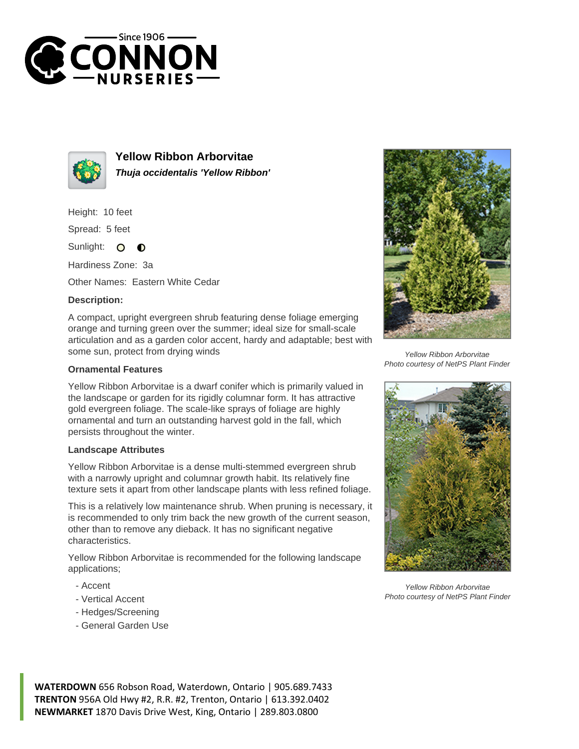# Yellow Ribbon Arborvitae

***Thuja occidentalis 'Yellow Ribbon'***

Height: 10 feet

Spread: 5 feet

Sunlight:

Hardiness Zone: 3a

Other Names: Eastern White Cedar

**Description:**

A compact, upright evergreen shrub featuring dense foliage emerging orange and turning green over the summer; ideal size for small-scale articulation and as a garden color accent, hardy and adaptable; best with some sun, protect from drying winds

### Ornamental Features

Yellow Ribbon Arborvitae is a dwarf conifer which is primarily valued in the landscape or garden for its rigidly columnar form. It has attractive gold evergreen foliage. The scale-like sprays of foliage are highly ornamental and turn an outstanding harvest gold in the fall, which persists throughout the winter.

### Landscape Attributes

Yellow Ribbon Arborvitae is a dense multi-stemmed evergreen shrub with a narrowly upright and columnar growth habit. Its relatively fine texture sets it apart from other landscape plants with less refined foliage.

This is a relatively low maintenance shrub. When pruning is necessary, it is recommended to only trim back the new growth of the current season, other than to remove any dieback. It has no significant negative characteristics.

Yellow Ribbon Arborvitae is recommended for the following landscape applications;

- Accent
- Vertical Accent
- Hedges/Screening
- General Garden Use

*Yellow Ribbon Arborvitae*
*Photo courtesy of NetPS Plant Finder*

*Yellow Ribbon Arborvitae*
*Photo courtesy of NetPS Plant Finder*

**WATERDOWN** 656 Robson Road, Waterdown, Ontario | 905.689.7433
**TRENTON** 956A Old Hwy #2, R.R. #2, Trenton, Ontario | 613.392.0402
**NEWMARKET** 1870 Davis Drive West, King, Ontario | 289.803.0800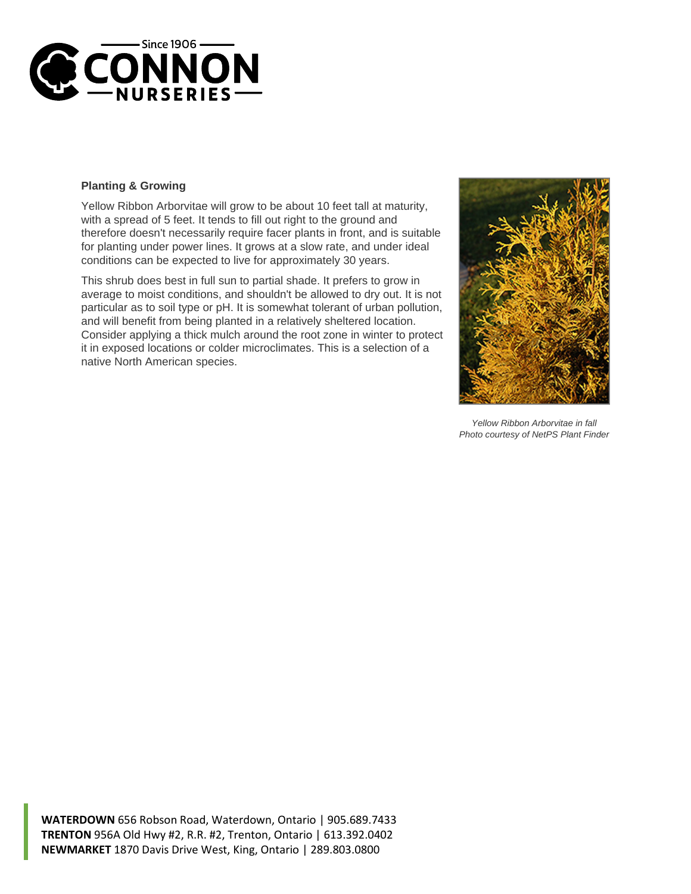### Planting & Growing

Yellow Ribbon Arborvitae will grow to be about 10 feet tall at maturity, with a spread of 5 feet. It tends to fill out right to the ground and therefore doesn't necessarily require facer plants in front, and is suitable for planting under power lines. It grows at a slow rate, and under ideal conditions can be expected to live for approximately 30 years.

This shrub does best in full sun to partial shade. It prefers to grow in average to moist conditions, and shouldn't be allowed to dry out. It is not particular as to soil type or pH. It is somewhat tolerant of urban pollution, and will benefit from being planted in a relatively sheltered location. Consider applying a thick mulch around the root zone in winter to protect it in exposed locations or colder microclimates. This is a selection of a native North American species.

*Yellow Ribbon Arborvitae in fall*
*Photo courtesy of NetPS Plant Finder*

**WATERDOWN** 656 Robson Road, Waterdown, Ontario | 905.689.7433
**TRENTON** 956A Old Hwy #2, R.R. #2, Trenton, Ontario | 613.392.0402
**NEWMARKET** 1870 Davis Drive West, King, Ontario | 289.803.0800